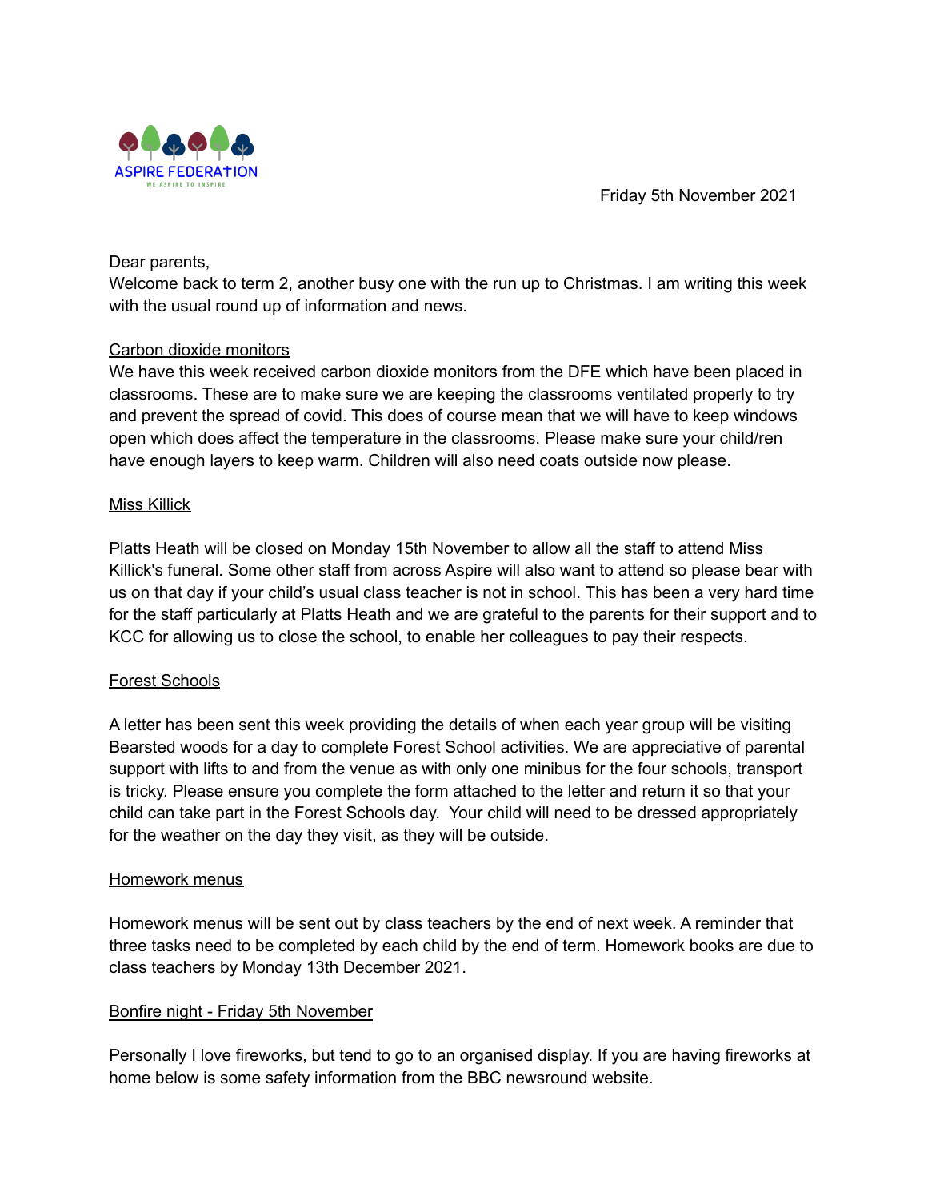ASPIRE FEDERATION

WE ASPIRE TO INSPIRE

Friday 5th November 2021

Dear parents,
Welcome back to term 2, another busy one with the run up to Christmas. I am writing this week with the usual round up of information and news.

<u>Carbon dioxide monitors</u>
We have this week received carbon dioxide monitors from the DFE which have been placed in classrooms. These are to make sure we are keeping the classrooms ventilated properly to try and prevent the spread of covid. This does of course mean that we will have to keep windows open which does affect the temperature in the classrooms. Please make sure your child/ren have enough layers to keep warm. Children will also need coats outside now please.

<u>Miss Killick</u>

Platts Heath will be closed on Monday 15th November to allow all the staff to attend Miss Killick's funeral. Some other staff from across Aspire will also want to attend so please bear with us on that day if your child's usual class teacher is not in school. This has been a very hard time for the staff particularly at Platts Heath and we are grateful to the parents for their support and to KCC for allowing us to close the school, to enable her colleagues to pay their respects.

<u>Forest Schools</u>

A letter has been sent this week providing the details of when each year group will be visiting Bearsted woods for a day to complete Forest School activities. We are appreciative of parental support with lifts to and from the venue as with only one minibus for the four schools, transport is tricky. Please ensure you complete the form attached to the letter and return it so that your child can take part in the Forest Schools day. Your child will need to be dressed appropriately for the weather on the day they visit, as they will be outside.

<u>Homework menus</u>

Homework menus will be sent out by class teachers by the end of next week. A reminder that three tasks need to be completed by each child by the end of term. Homework books are due to class teachers by Monday 13th December 2021.

<u>Bonfire night - Friday 5th November</u>

Personally I love fireworks, but tend to go to an organised display. If you are having fireworks at home below is some safety information from the BBC newsround website.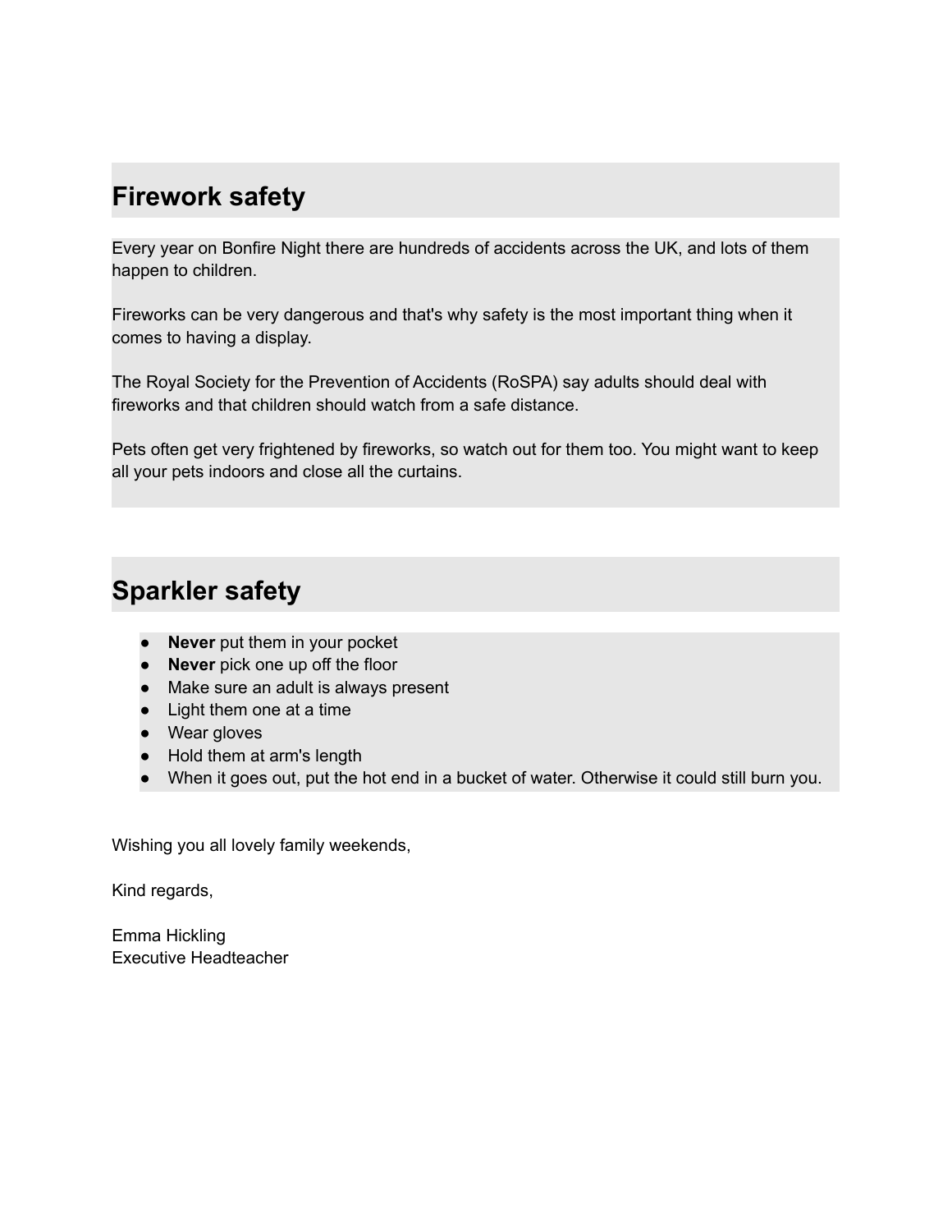## Firework safety

Every year on Bonfire Night there are hundreds of accidents across the UK, and lots of them happen to children.

Fireworks can be very dangerous and that's why safety is the most important thing when it comes to having a display.

The Royal Society for the Prevention of Accidents (RoSPA) say adults should deal with fireworks and that children should watch from a safe distance.

Pets often get very frightened by fireworks, so watch out for them too. You might want to keep all your pets indoors and close all the curtains.

## Sparkler safety

- **Never** put them in your pocket
- **Never** pick one up off the floor
- Make sure an adult is always present
- Light them one at a time
- Wear gloves
- Hold them at arm's length
- When it goes out, put the hot end in a bucket of water. Otherwise it could still burn you.

Wishing you all lovely family weekends,

Kind regards,

Emma Hickling
Executive Headteacher